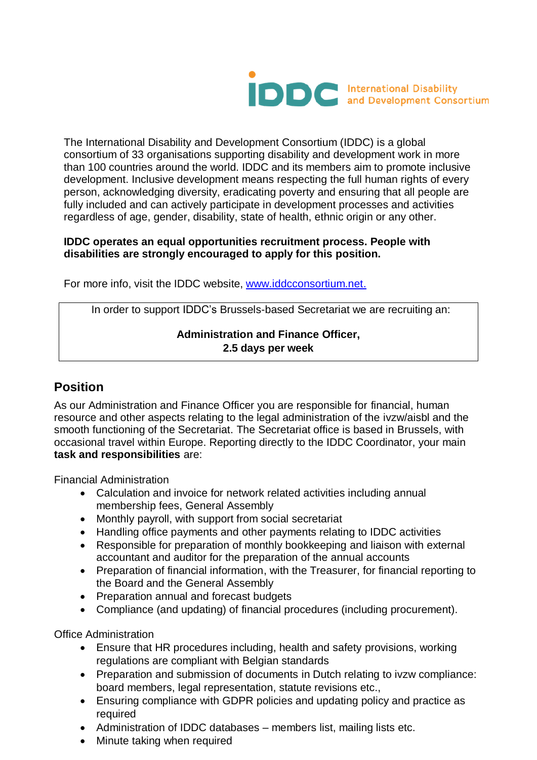The International Disability and Development Consortium (IDDC) is a global consortium of 33 organisations supporting disability and development work in more than 100 countries around the world. IDDC and its members aim to promote inclusive development. Inclusive development means respecting the full human rights of every person, acknowledging diversity, eradicating poverty and ensuring that all people are fully included and can actively participate in development processes and activities regardless of age, gender, disability, state of health, ethnic origin or any other.

**IDDC operates an equal opportunities recruitment process. People with disabilities are strongly encouraged to apply for this position.**

For more info, visit the IDDC website, [www.iddcconsortium.net.](http://www.iddcconsortium.net)

In order to support IDDC's Brussels-based Secretariat we are recruiting an:

**Administration and Finance Officer,**
**2.5 days per week**

## Position

As our Administration and Finance Officer you are responsible for financial, human resource and other aspects relating to the legal administration of the ivzw/aisbl and the smooth functioning of the Secretariat. The Secretariat office is based in Brussels, with occasional travel within Europe. Reporting directly to the IDDC Coordinator, your main **task and responsibilities** are:

Financial Administration

- Calculation and invoice for network related activities including annual membership fees, General Assembly
- Monthly payroll, with support from social secretariat
- Handling office payments and other payments relating to IDDC activities
- Responsible for preparation of monthly bookkeeping and liaison with external accountant and auditor for the preparation of the annual accounts
- Preparation of financial information, with the Treasurer, for financial reporting to the Board and the General Assembly
- Preparation annual and forecast budgets
- Compliance (and updating) of financial procedures (including procurement).

Office Administration

- Ensure that HR procedures including, health and safety provisions, working regulations are compliant with Belgian standards
- Preparation and submission of documents in Dutch relating to ivzw compliance: board members, legal representation, statute revisions etc.,
- Ensuring compliance with GDPR policies and updating policy and practice as required
- Administration of IDDC databases – members list, mailing lists etc.
- Minute taking when required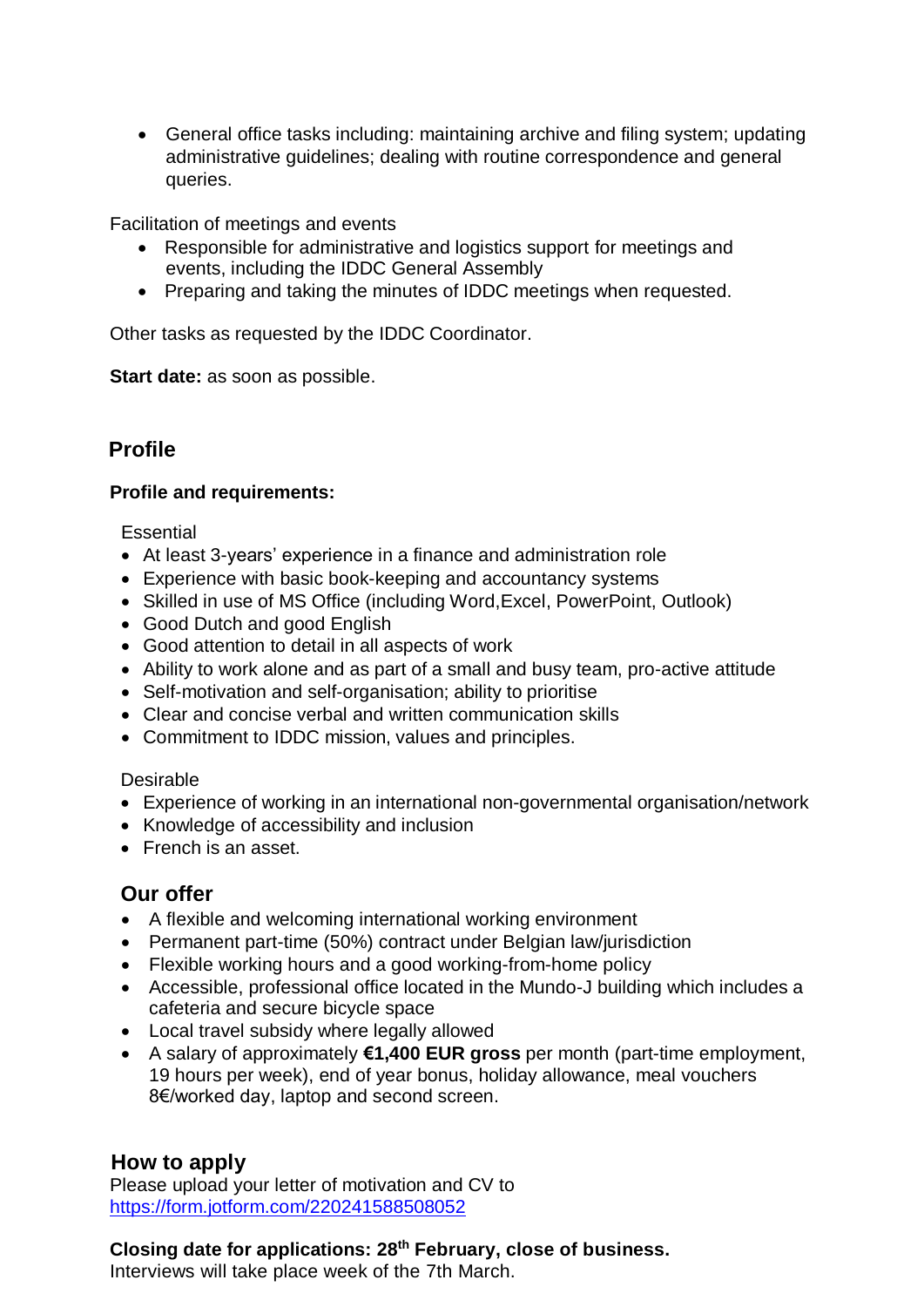- General office tasks including: maintaining archive and filing system; updating administrative guidelines; dealing with routine correspondence and general queries.

Facilitation of meetings and events

- Responsible for administrative and logistics support for meetings and events, including the IDDC General Assembly
- Preparing and taking the minutes of IDDC meetings when requested.

Other tasks as requested by the IDDC Coordinator.

**Start date:** as soon as possible.

## Profile

**Profile and requirements:**

Essential

- At least 3-years' experience in a finance and administration role
- Experience with basic book-keeping and accountancy systems
- Skilled in use of MS Office (including Word,Excel, PowerPoint, Outlook)
- Good Dutch and good English
- Good attention to detail in all aspects of work
- Ability to work alone and as part of a small and busy team, pro-active attitude
- Self-motivation and self-organisation; ability to prioritise
- Clear and concise verbal and written communication skills
- Commitment to IDDC mission, values and principles.

Desirable

- Experience of working in an international non-governmental organisation/network
- Knowledge of accessibility and inclusion
- French is an asset.

## Our offer

- A flexible and welcoming international working environment
- Permanent part-time (50%) contract under Belgian law/jurisdiction
- Flexible working hours and a good working-from-home policy
- Accessible, professional office located in the Mundo-J building which includes a cafeteria and secure bicycle space
- Local travel subsidy where legally allowed
- A salary of approximately **€1,400 EUR gross** per month (part-time employment, 19 hours per week), end of year bonus, holiday allowance, meal vouchers 8€/worked day, laptop and second screen.

## How to apply

Please upload your letter of motivation and CV to
https://form.jotform.com/220241588508052

**Closing date for applications: 28th February, close of business.**
Interviews will take place week of the 7th March.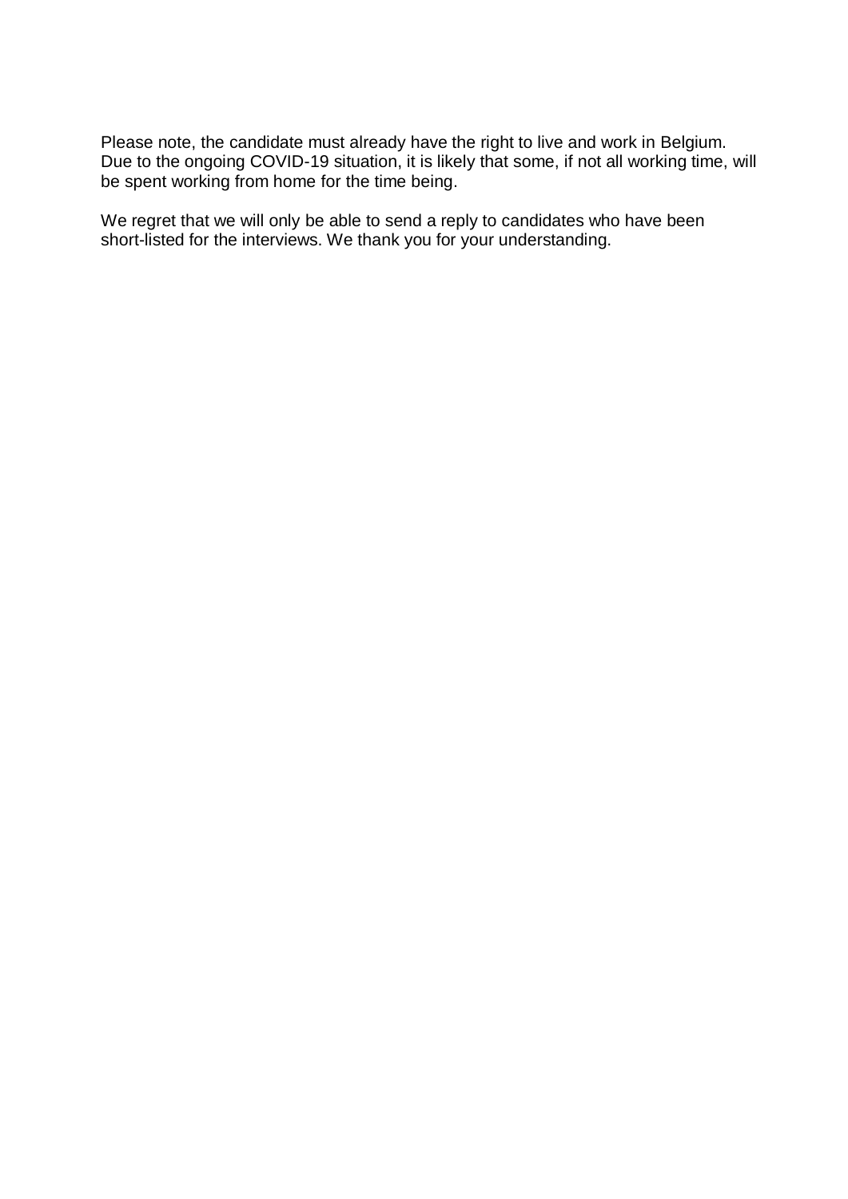Please note, the candidate must already have the right to live and work in Belgium. Due to the ongoing COVID-19 situation, it is likely that some, if not all working time, will be spent working from home for the time being.

We regret that we will only be able to send a reply to candidates who have been short-listed for the interviews. We thank you for your understanding.